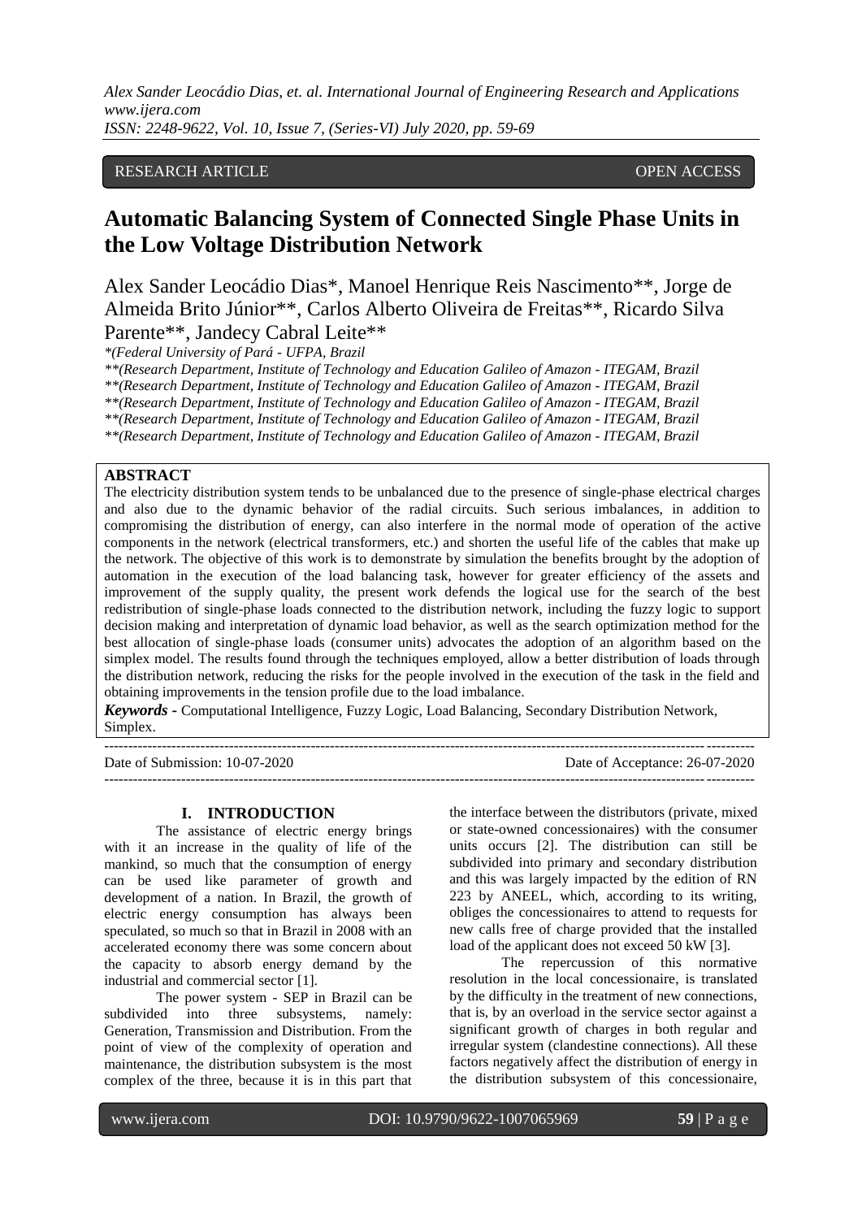RESEARCH ARTICLE OPEN ACCESS

# Automatic Balancing System of Connected Single Phase Units in the Low Voltage Distribution Network

Alex Sander Leocádio Dias*, Manoel Henrique Reis Nascimento**, Jorge de Almeida Brito Júnior**, Carlos Alberto Oliveira de Freitas**, Ricardo Silva Parente**, Jandecy Cabral Leite**

*(Federal University of Pará - UFPA, Brazil

**(Research Department, Institute of Technology and Education Galileo of Amazon - ITEGAM, Brazil

**(Research Department, Institute of Technology and Education Galileo of Amazon - ITEGAM, Brazil

**(Research Department, Institute of Technology and Education Galileo of Amazon - ITEGAM, Brazil

**(Research Department, Institute of Technology and Education Galileo of Amazon - ITEGAM, Brazil

**(Research Department, Institute of Technology and Education Galileo of Amazon - ITEGAM, Brazil

## ABSTRACT

The electricity distribution system tends to be unbalanced due to the presence of single-phase electrical charges and also due to the dynamic behavior of the radial circuits. Such serious imbalances, in addition to compromising the distribution of energy, can also interfere in the normal mode of operation of the active components in the network (electrical transformers, etc.) and shorten the useful life of the cables that make up the network. The objective of this work is to demonstrate by simulation the benefits brought by the adoption of automation in the execution of the load balancing task, however for greater efficiency of the assets and improvement of the supply quality, the present work defends the logical use for the search of the best redistribution of single-phase loads connected to the distribution network, including the fuzzy logic to support decision making and interpretation of dynamic load behavior, as well as the search optimization method for the best allocation of single-phase loads (consumer units) advocates the adoption of an algorithm based on the simplex model. The results found through the techniques employed, allow a better distribution of loads through the distribution network, reducing the risks for the people involved in the execution of the task in the field and obtaining improvements in the tension profile due to the load imbalance.

***Keywords*** **-** Computational Intelligence, Fuzzy Logic, Load Balancing, Secondary Distribution Network, Simplex.

Date of Submission: 10-07-2020 Date of Acceptance: 26-07-2020

## I. INTRODUCTION

The assistance of electric energy brings with it an increase in the quality of life of the mankind, so much that the consumption of energy can be used like parameter of growth and development of a nation. In Brazil, the growth of electric energy consumption has always been speculated, so much so that in Brazil in 2008 with an accelerated economy there was some concern about the capacity to absorb energy demand by the industrial and commercial sector [1].

The power system - SEP in Brazil can be subdivided into three subsystems, namely: Generation, Transmission and Distribution. From the point of view of the complexity of operation and maintenance, the distribution subsystem is the most complex of the three, because it is in this part that the interface between the distributors (private, mixed or state-owned concessionaires) with the consumer units occurs [2]. The distribution can still be subdivided into primary and secondary distribution and this was largely impacted by the edition of RN 223 by ANEEL, which, according to its writing, obliges the concessionaires to attend to requests for new calls free of charge provided that the installed load of the applicant does not exceed 50 kW [3].

The repercussion of this normative resolution in the local concessionaire, is translated by the difficulty in the treatment of new connections, that is, by an overload in the service sector against a significant growth of charges in both regular and irregular system (clandestine connections). All these factors negatively affect the distribution of energy in the distribution subsystem of this concessionaire,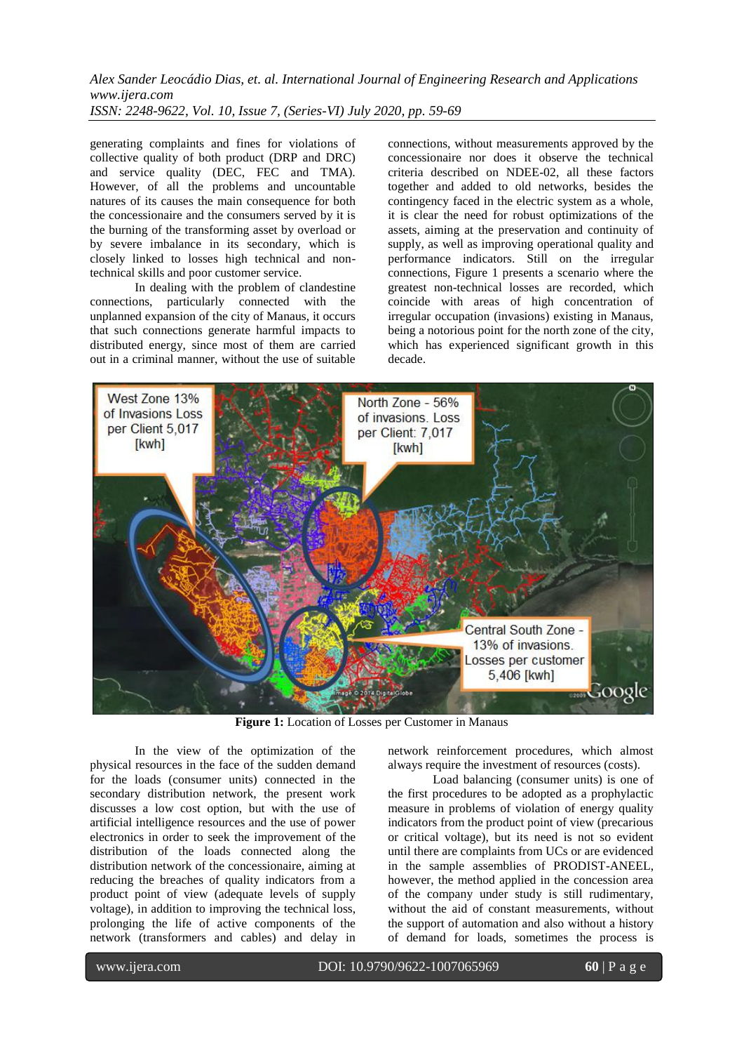generating complaints and fines for violations of collective quality of both product (DRP and DRC) and service quality (DEC, FEC and TMA). However, of all the problems and uncountable natures of its causes the main consequence for both the concessionaire and the consumers served by it is the burning of the transforming asset by overload or by severe imbalance in its secondary, which is closely linked to losses high technical and non-technical skills and poor customer service.

In dealing with the problem of clandestine connections, particularly connected with the unplanned expansion of the city of Manaus, it occurs that such connections generate harmful impacts to distributed energy, since most of them are carried out in a criminal manner, without the use of suitable connections, without measurements approved by the concessionaire nor does it observe the technical criteria described on NDEE-02, all these factors together and added to old networks, besides the contingency faced in the electric system as a whole, it is clear the need for robust optimizations of the assets, aiming at the preservation and continuity of supply, as well as improving operational quality and performance indicators. Still on the irregular connections, Figure 1 presents a scenario where the greatest non-technical losses are recorded, which coincide with areas of high concentration of irregular occupation (invasions) existing in Manaus, being a notorious point for the north zone of the city, which has experienced significant growth in this decade.

West Zone 13% of Invasions Loss per Client 5,017 [kwh]

North Zone - 56% of invasions. Loss per Client: 7,017 [kwh]

Central South Zone - 13% of invasions. Losses per customer 5,406 [kwh]

**Figure 1:** Location of Losses per Customer in Manaus

In the view of the optimization of the physical resources in the face of the sudden demand for the loads (consumer units) connected in the secondary distribution network, the present work discusses a low cost option, but with the use of artificial intelligence resources and the use of power electronics in order to seek the improvement of the distribution of the loads connected along the distribution network of the concessionaire, aiming at reducing the breaches of quality indicators from a product point of view (adequate levels of supply voltage), in addition to improving the technical loss, prolonging the life of active components of the network (transformers and cables) and delay in network reinforcement procedures, which almost always require the investment of resources (costs).

Load balancing (consumer units) is one of the first procedures to be adopted as a prophylactic measure in problems of violation of energy quality indicators from the product point of view (precarious or critical voltage), but its need is not so evident until there are complaints from UCs or are evidenced in the sample assemblies of PRODIST-ANEEL, however, the method applied in the concession area of the company under study is still rudimentary, without the aid of constant measurements, without the support of automation and also without a history of demand for loads, sometimes the process is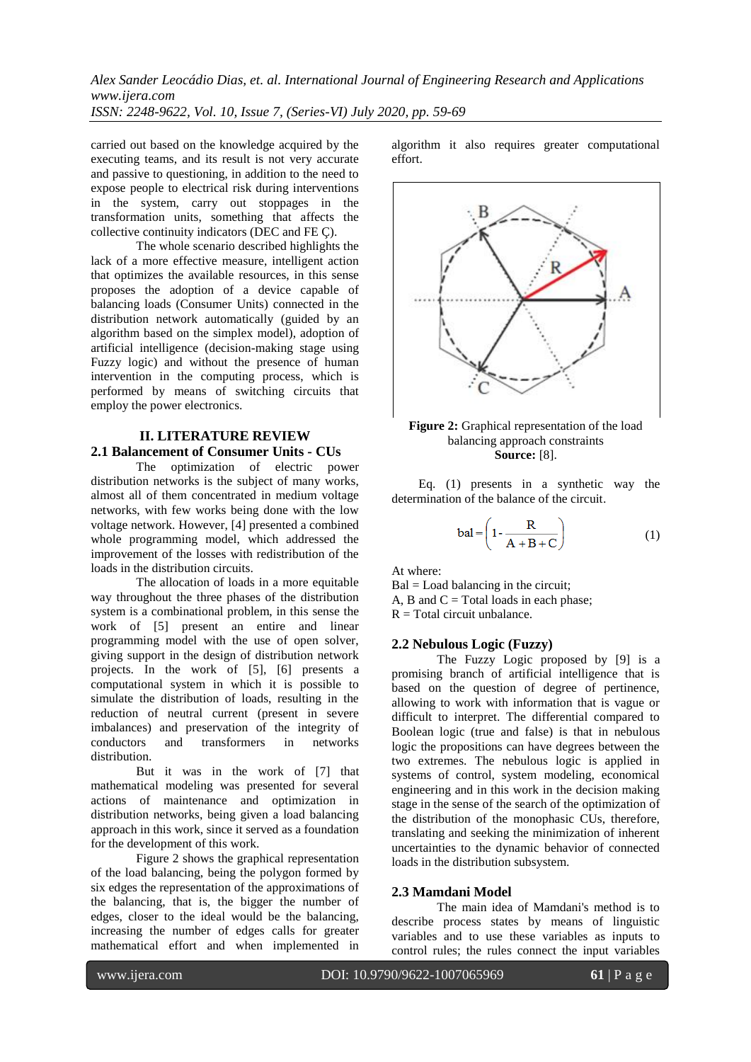carried out based on the knowledge acquired by the executing teams, and its result is not very accurate and passive to questioning, in addition to the need to expose people to electrical risk during interventions in the system, carry out stoppages in the transformation units, something that affects the collective continuity indicators (DEC and FE Ç).

The whole scenario described highlights the lack of a more effective measure, intelligent action that optimizes the available resources, in this sense proposes the adoption of a device capable of balancing loads (Consumer Units) connected in the distribution network automatically (guided by an algorithm based on the simplex model), adoption of artificial intelligence (decision-making stage using Fuzzy logic) and without the presence of human intervention in the computing process, which is performed by means of switching circuits that employ the power electronics.

## II. LITERATURE REVIEW

### 2.1 Balancement of Consumer Units - CUs

The optimization of electric power distribution networks is the subject of many works, almost all of them concentrated in medium voltage networks, with few works being done with the low voltage network. However, [4] presented a combined whole programming model, which addressed the improvement of the losses with redistribution of the loads in the distribution circuits.

The allocation of loads in a more equitable way throughout the three phases of the distribution system is a combinational problem, in this sense the work of [5] present an entire and linear programming model with the use of open solver, giving support in the design of distribution network projects. In the work of [5], [6] presents a computational system in which it is possible to simulate the distribution of loads, resulting in the reduction of neutral current (present in severe imbalances) and preservation of the integrity of conductors and transformers in networks distribution.

But it was in the work of [7] that mathematical modeling was presented for several actions of maintenance and optimization in distribution networks, being given a load balancing approach in this work, since it served as a foundation for the development of this work.

Figure 2 shows the graphical representation of the load balancing, being the polygon formed by six edges the representation of the approximations of the balancing, that is, the bigger the number of edges, closer to the ideal would be the balancing, increasing the number of edges calls for greater mathematical effort and when implemented in algorithm it also requires greater computational effort.

B

R

A

C

**Figure 2:** Graphical representation of the load balancing approach constraints
**Source:** [8].

Eq. (1) presents in a synthetic way the determination of the balance of the circuit.

$$\text{bal} = \left(1 - \frac{R}{A + B + C}\right) \tag{1}$$

At where:
Bal = Load balancing in the circuit;
A, B and C = Total loads in each phase;
R = Total circuit unbalance.

### 2.2 Nebulous Logic (Fuzzy)

The Fuzzy Logic proposed by [9] is a promising branch of artificial intelligence that is based on the question of degree of pertinence, allowing to work with information that is vague or difficult to interpret. The differential compared to Boolean logic (true and false) is that in nebulous logic the propositions can have degrees between the two extremes. The nebulous logic is applied in systems of control, system modeling, economical engineering and in this work in the decision making stage in the sense of the search of the optimization of the distribution of the monophasic CUs, therefore, translating and seeking the minimization of inherent uncertainties to the dynamic behavior of connected loads in the distribution subsystem.

### 2.3 Mamdani Model

The main idea of Mamdani's method is to describe process states by means of linguistic variables and to use these variables as inputs to control rules; the rules connect the input variables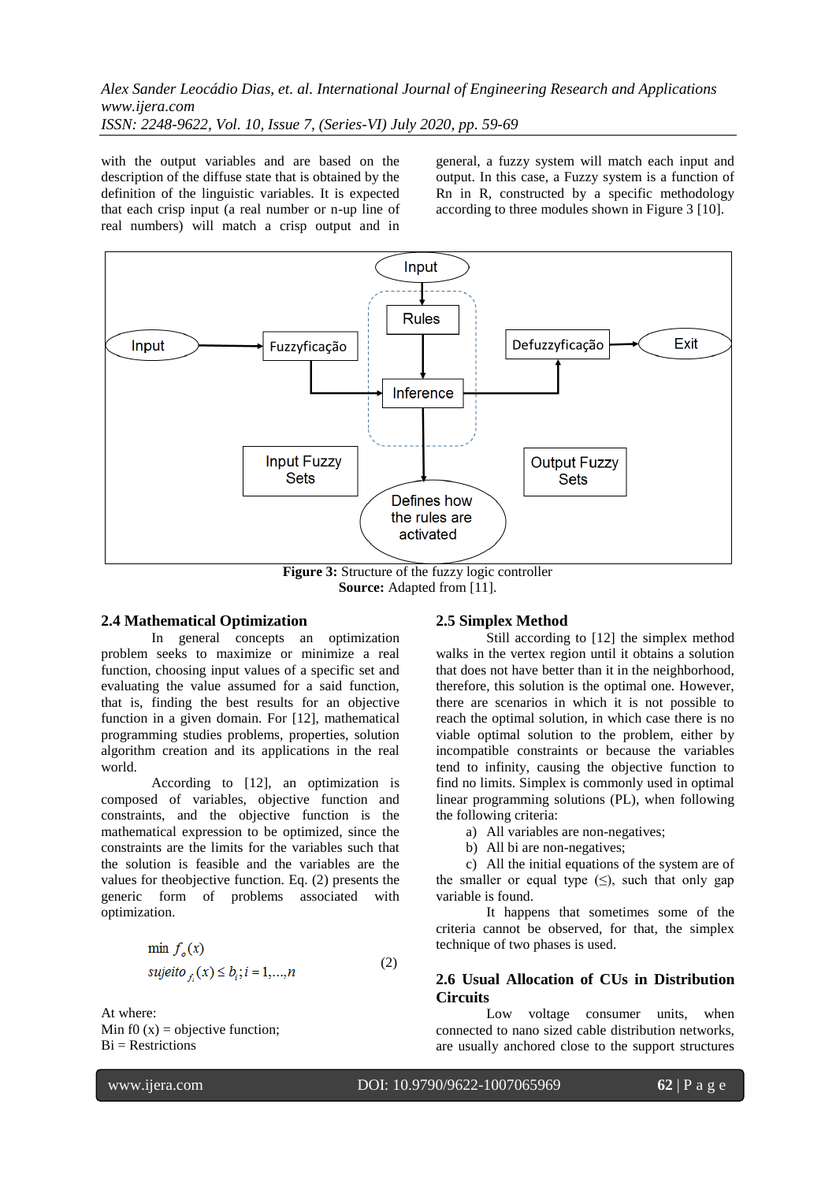with the output variables and are based on the description of the diffuse state that is obtained by the definition of the linguistic variables. It is expected that each crisp input (a real number or n-up line of real numbers) will match a crisp output and in general, a fuzzy system will match each input and output. In this case, a Fuzzy system is a function of Rn in R, constructed by a specific methodology according to three modules shown in Figure 3 [10].

Input

Rules

Input

Fuzzyficação

Inference

Defuzzyficação

Exit

Input Fuzzy Sets

Defines how the rules are activated

Output Fuzzy Sets

**Figure 3:** Structure of the fuzzy logic controller
**Source:** Adapted from [11].

### 2.4 Mathematical Optimization

In general concepts an optimization problem seeks to maximize or minimize a real function, choosing input values of a specific set and evaluating the value assumed for a said function, that is, finding the best results for an objective function in a given domain. For [12], mathematical programming studies problems, properties, solution algorithm creation and its applications in the real world.

According to [12], an optimization is composed of variables, objective function and constraints, and the objective function is the mathematical expression to be optimized, since the constraints are the limits for the variables such that the solution is feasible and the variables are the values for theobjective function. Eq. (2) presents the generic form of problems associated with optimization.

$$\begin{aligned} &\min\ f_o(x) \\ &sujeito_{f_i}(x) \le b_i; i = 1,\ldots,n \end{aligned} \tag{2}$$

At where:
Min f0 (x) = objective function;
Bi = Restrictions

### 2.5 Simplex Method

Still according to [12] the simplex method walks in the vertex region until it obtains a solution that does not have better than it in the neighborhood, therefore, this solution is the optimal one. However, there are scenarios in which it is not possible to reach the optimal solution, in which case there is no viable optimal solution to the problem, either by incompatible constraints or because the variables tend to infinity, causing the objective function to find no limits. Simplex is commonly used in optimal linear programming solutions (PL), when following the following criteria:

a) All variables are non-negatives;
b) All bi are non-negatives;
c) All the initial equations of the system are of the smaller or equal type (≤), such that only gap variable is found.

It happens that sometimes some of the criteria cannot be observed, for that, the simplex technique of two phases is used.

### 2.6 Usual Allocation of CUs in Distribution Circuits

Low voltage consumer units, when connected to nano sized cable distribution networks, are usually anchored close to the support structures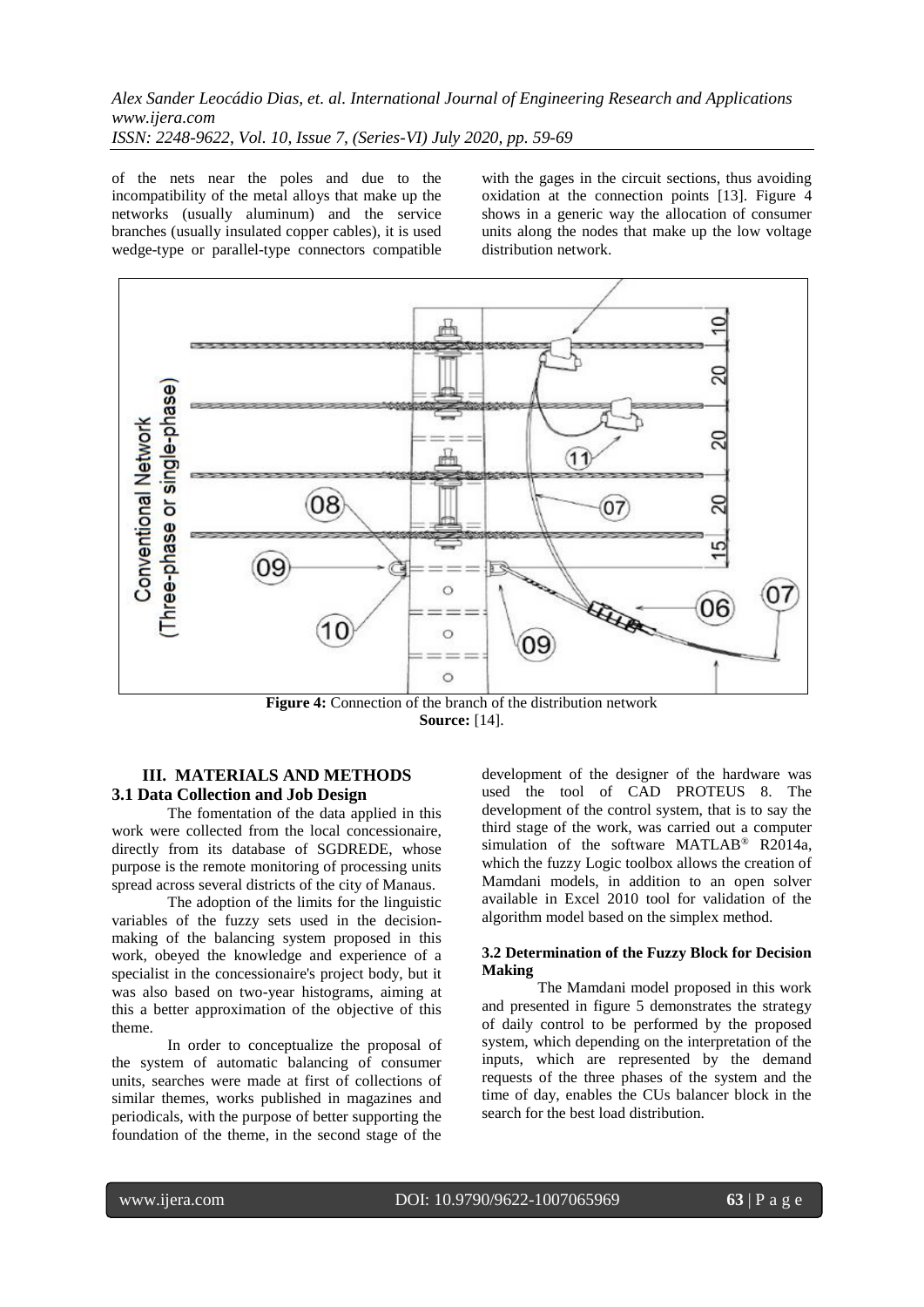of the nets near the poles and due to the incompatibility of the metal alloys that make up the networks (usually aluminum) and the service branches (usually insulated copper cables), it is used wedge-type or parallel-type connectors compatible with the gages in the circuit sections, thus avoiding oxidation at the connection points [13]. Figure 4 shows in a generic way the allocation of consumer units along the nodes that make up the low voltage distribution network.

Conventional Network
(Three-phase or single-phase)

10
20
20
20
15

08
09
10
11
07
06
07
09

**Figure 4:** Connection of the branch of the distribution network
**Source:** [14].

## III. MATERIALS AND METHODS

### 3.1 Data Collection and Job Design

The fomentation of the data applied in this work were collected from the local concessionaire, directly from its database of SGDREDE, whose purpose is the remote monitoring of processing units spread across several districts of the city of Manaus.

The adoption of the limits for the linguistic variables of the fuzzy sets used in the decision-making of the balancing system proposed in this work, obeyed the knowledge and experience of a specialist in the concessionaire's project body, but it was also based on two-year histograms, aiming at this a better approximation of the objective of this theme.

In order to conceptualize the proposal of the system of automatic balancing of consumer units, searches were made at first of collections of similar themes, works published in magazines and periodicals, with the purpose of better supporting the foundation of the theme, in the second stage of the development of the designer of the hardware was used the tool of CAD PROTEUS 8. The development of the control system, that is to say the third stage of the work, was carried out a computer simulation of the software MATLAB® R2014a, which the fuzzy Logic toolbox allows the creation of Mamdani models, in addition to an open solver available in Excel 2010 tool for validation of the algorithm model based on the simplex method.

### 3.2 Determination of the Fuzzy Block for Decision Making

The Mamdani model proposed in this work and presented in figure 5 demonstrates the strategy of daily control to be performed by the proposed system, which depending on the interpretation of the inputs, which are represented by the demand requests of the three phases of the system and the time of day, enables the CUs balancer block in the search for the best load distribution.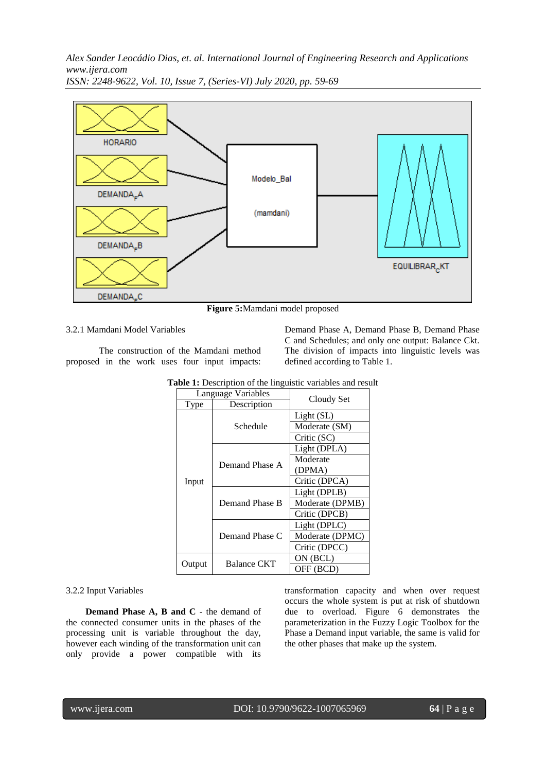HORARIO

DEMANDA_F_A

DEMANDA_F_B

DEMANDA_F_C

Modelo_Bal

(mamdani)

EQUILIBRAR_C_KT

**Figure 5:** Mamdani model proposed

3.2.1 Mamdani Model Variables

The construction of the Mamdani method proposed in the work uses four input impacts: Demand Phase A, Demand Phase B, Demand Phase C and Schedules; and only one output: Balance Ckt. The division of impacts into linguistic levels was defined according to Table 1.

**Table 1:** Description of the linguistic variables and result

| Language Variables | | Cloudy Set |
|---|---|---|
| Type | Description | |
| Input | Schedule | Light (SL) |
| | | Moderate (SM) |
| | | Critic (SC) |
| | Demand Phase A | Light (DPLA) |
| | | Moderate (DPMA) |
| | | Critic (DPCA) |
| | Demand Phase B | Light (DPLB) |
| | | Moderate (DPMB) |
| | | Critic (DPCB) |
| | Demand Phase C | Light (DPLC) |
| | | Moderate (DPMC) |
| | | Critic (DPCC) |
| Output | Balance CKT | ON (BCL) |
| | | OFF (BCD) |

3.2.2 Input Variables

**Demand Phase A, B and C** - the demand of the connected consumer units in the phases of the processing unit is variable throughout the day, however each winding of the transformation unit can only provide a power compatible with its transformation capacity and when over request occurs the whole system is put at risk of shutdown due to overload. Figure 6 demonstrates the parameterization in the Fuzzy Logic Toolbox for the Phase a Demand input variable, the same is valid for the other phases that make up the system.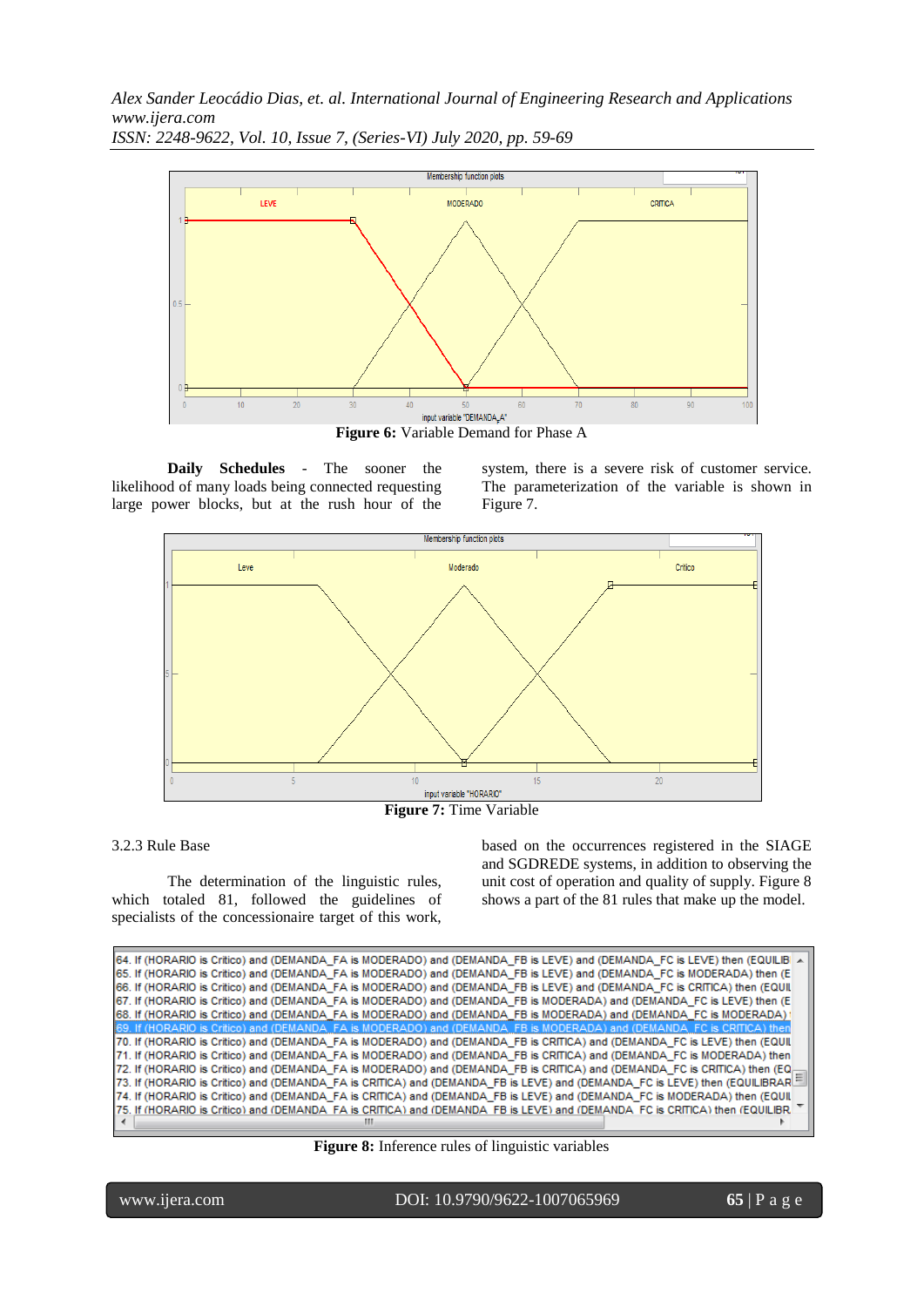Membership function plots

LEVE

MODERADO

CRITICA

1

0.5

0

0 10 20 30 40 50 60 70 80 90 100

input variable "DEMANDA_A"

**Figure 6:** Variable Demand for Phase A

**Daily Schedules** - The sooner the likelihood of many loads being connected requesting large power blocks, but at the rush hour of the system, there is a severe risk of customer service. The parameterization of the variable is shown in Figure 7.

Membership function plots

Leve

Moderado

Critico

1

5

0

0 5 10 15 20

input variable "HORARIO"

**Figure 7:** Time Variable

3.2.3 Rule Base

The determination of the linguistic rules, which totaled 81, followed the guidelines of specialists of the concessionaire target of this work, based on the occurrences registered in the SIAGE and SGDREDE systems, in addition to observing the unit cost of operation and quality of supply. Figure 8 shows a part of the 81 rules that make up the model.

```
64. If (HORARIO is Critico) and (DEMANDA_FA is MODERADO) and (DEMANDA_FB is LEVE) and (DEMANDA_FC is LEVE) then (EQUILIB
65. If (HORARIO is Critico) and (DEMANDA_FA is MODERADO) and (DEMANDA_FB is LEVE) and (DEMANDA_FC is MODERADA) then (E
66. If (HORARIO is Critico) and (DEMANDA_FA is MODERADO) and (DEMANDA_FB is LEVE) and (DEMANDA_FC is CRITICA) then (EQUIL
67. If (HORARIO is Critico) and (DEMANDA_FA is MODERADO) and (DEMANDA_FB is MODERADA) and (DEMANDA_FC is LEVE) then (E
68. If (HORARIO is Critico) and (DEMANDA_FA is MODERADO) and (DEMANDA_FB is MODERADA) and (DEMANDA_FC is MODERADA)
69. If (HORARIO is Critico) and (DEMANDA_FA is MODERADO) and (DEMANDA_FB is MODERADA) and (DEMANDA_FC is CRITICA) then
70. If (HORARIO is Critico) and (DEMANDA_FA is MODERADO) and (DEMANDA_FB is CRITICA) and (DEMANDA_FC is LEVE) then (EQUIL
71. If (HORARIO is Critico) and (DEMANDA_FA is MODERADO) and (DEMANDA_FB is CRITICA) and (DEMANDA_FC is MODERADA) then
72. If (HORARIO is Critico) and (DEMANDA_FA is MODERADO) and (DEMANDA_FB is CRITICA) and (DEMANDA_FC is CRITICA) then (EQ
73. If (HORARIO is Critico) and (DEMANDA_FA is CRITICA) and (DEMANDA_FB is LEVE) and (DEMANDA_FC is LEVE) then (EQUILIBRAR
74. If (HORARIO is Critico) and (DEMANDA_FA is CRITICA) and (DEMANDA_FB is LEVE) and (DEMANDA_FC is MODERADA) then (EQUIL
75. If (HORARIO is Critico) and (DEMANDA_FA is CRITICA) and (DEMANDA_FB is LEVE) and (DEMANDA_FC is CRITICA) then (EQUILIBR
```

**Figure 8:** Inference rules of linguistic variables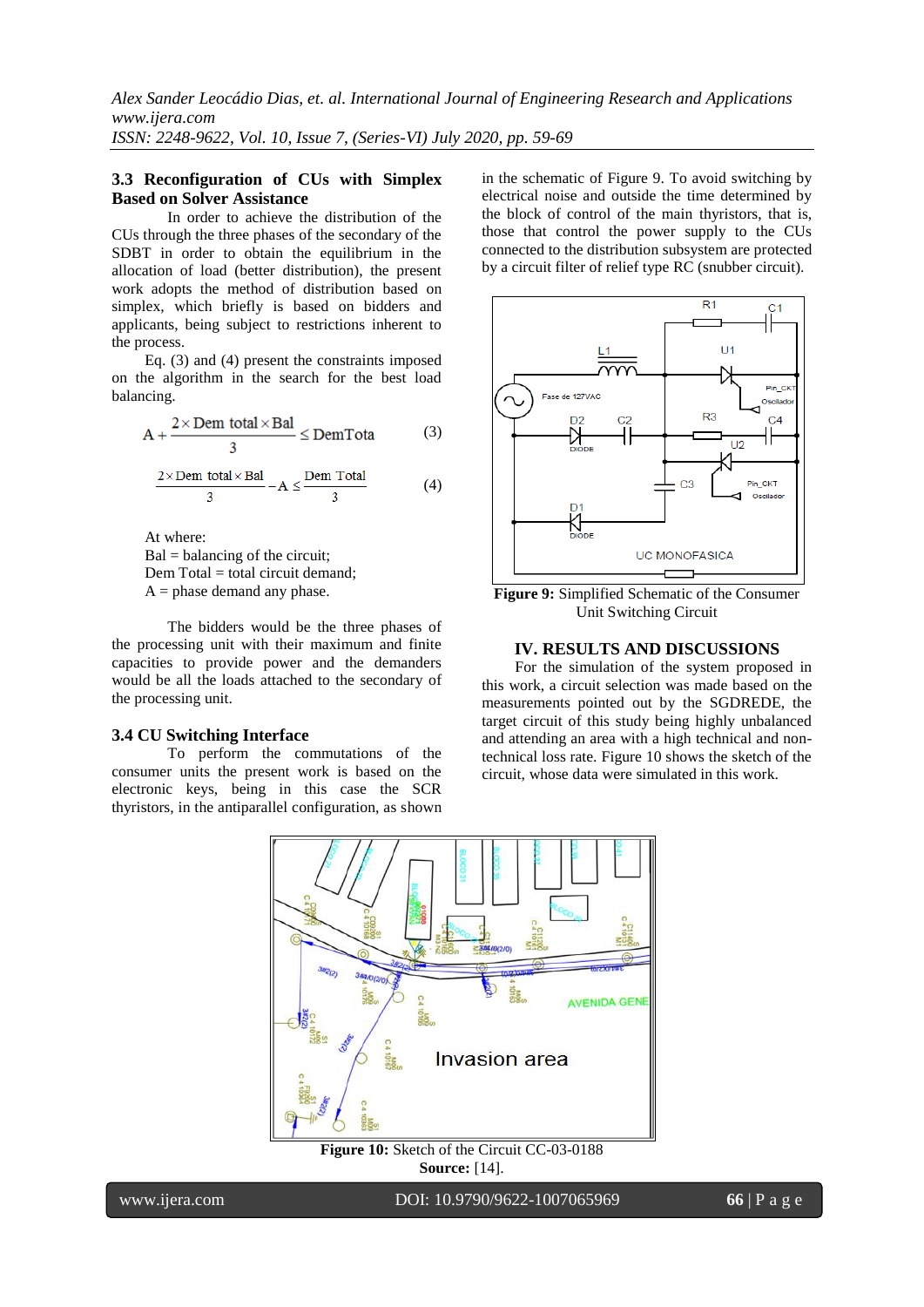### 3.3 Reconfiguration of CUs with Simplex Based on Solver Assistance

In order to achieve the distribution of the CUs through the three phases of the secondary of the SDBT in order to obtain the equilibrium in the allocation of load (better distribution), the present work adopts the method of distribution based on simplex, which briefly is based on bidders and applicants, being subject to restrictions inherent to the process.

Eq. (3) and (4) present the constraints imposed on the algorithm in the search for the best load balancing.

$$A + \frac{2 \times \text{Dem total} \times \text{Bal}}{3} \leq \text{DemTota} \tag{3}$$

$$\frac{2 \times \text{Dem total} \times \text{Bal}}{3} - A \leq \frac{\text{Dem Total}}{3} \tag{4}$$

At where:
Bal = balancing of the circuit;
Dem Total = total circuit demand;
A = phase demand any phase.

The bidders would be the three phases of the processing unit with their maximum and finite capacities to provide power and the demanders would be all the loads attached to the secondary of the processing unit.

### 3.4 CU Switching Interface

To perform the commutations of the consumer units the present work is based on the electronic keys, being in this case the SCR thyristors, in the antiparallel configuration, as shown in the schematic of Figure 9. To avoid switching by electrical noise and outside the time determined by the block of control of the main thyristors, that is, those that control the power supply to the CUs connected to the distribution subsystem are protected by a circuit filter of relief type RC (snubber circuit).

R1 C1 L1 U1 Fase de 127VAC Pin_CKT Oscilador D2 C2 R3 C4 DIODE U2 C3 Pin_CKT Oscilador D1 DIODE UC MONOFASICA

**Figure 9:** Simplified Schematic of the Consumer Unit Switching Circuit

## IV. RESULTS AND DISCUSSIONS

For the simulation of the system proposed in this work, a circuit selection was made based on the measurements pointed out by the SGDREDE, the target circuit of this study being highly unbalanced and attending an area with a high technical and non-technical loss rate. Figure 10 shows the sketch of the circuit, whose data were simulated in this work.

AVENIDA GENE
Invasion area

**Figure 10:** Sketch of the Circuit CC-03-0188
**Source:** [14].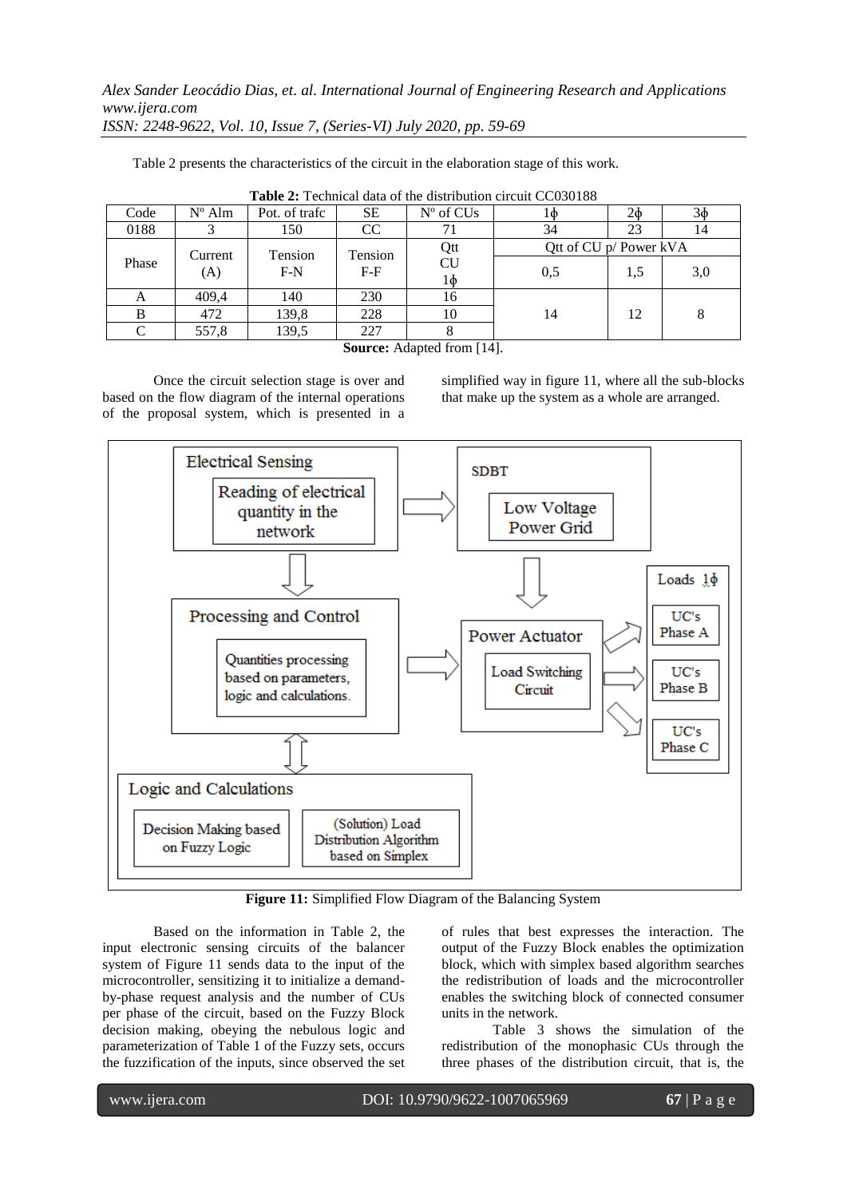Table 2 presents the characteristics of the circuit in the elaboration stage of this work.

**Table 2:** Technical data of the distribution circuit CC030188

| Code | Nº Alm | Pot. of trafc | SE | Nº of CUs | 1ϕ | 2ϕ | 3ϕ |
|---|---|---|---|---|---|---|---|
| 0188 | 3 | 150 | CC | 71 | 34 | 23 | 14 |
| Phase | Current (A) | Tension F-N | Tension F-F | Qtt CU 1ϕ | Qtt of CU p/ Power kVA | | |
| | | | | | 0,5 | 1,5 | 3,0 |
| A | 409,4 | 140 | 230 | 16 | 14 | 12 | 8 |
| B | 472 | 139,8 | 228 | 10 | | | |
| C | 557,8 | 139,5 | 227 | 8 | | | |

**Source:** Adapted from [14].

Once the circuit selection stage is over and based on the flow diagram of the internal operations of the proposal system, which is presented in a simplified way in figure 11, where all the sub-blocks that make up the system as a whole are arranged.

Electrical Sensing
Reading of electrical quantity in the network
SDBT
Low Voltage Power Grid
Loads 1ϕ
Processing and Control
Quantities processing based on parameters, logic and calculations.
Power Actuator
Load Switching Circuit
UC's Phase A
UC's Phase B
UC's Phase C
Logic and Calculations
Decision Making based on Fuzzy Logic
(Solution) Load Distribution Algorithm based on Simplex

**Figure 11:** Simplified Flow Diagram of the Balancing System

Based on the information in Table 2, the input electronic sensing circuits of the balancer system of Figure 11 sends data to the input of the microcontroller, sensitizing it to initialize a demand-by-phase request analysis and the number of CUs per phase of the circuit, based on the Fuzzy Block decision making, obeying the nebulous logic and parameterization of Table 1 of the Fuzzy sets, occurs the fuzzification of the inputs, since observed the set of rules that best expresses the interaction. The output of the Fuzzy Block enables the optimization block, which with simplex based algorithm searches the redistribution of loads and the microcontroller enables the switching block of connected consumer units in the network.

Table 3 shows the simulation of the redistribution of the monophasic CUs through the three phases of the distribution circuit, that is, the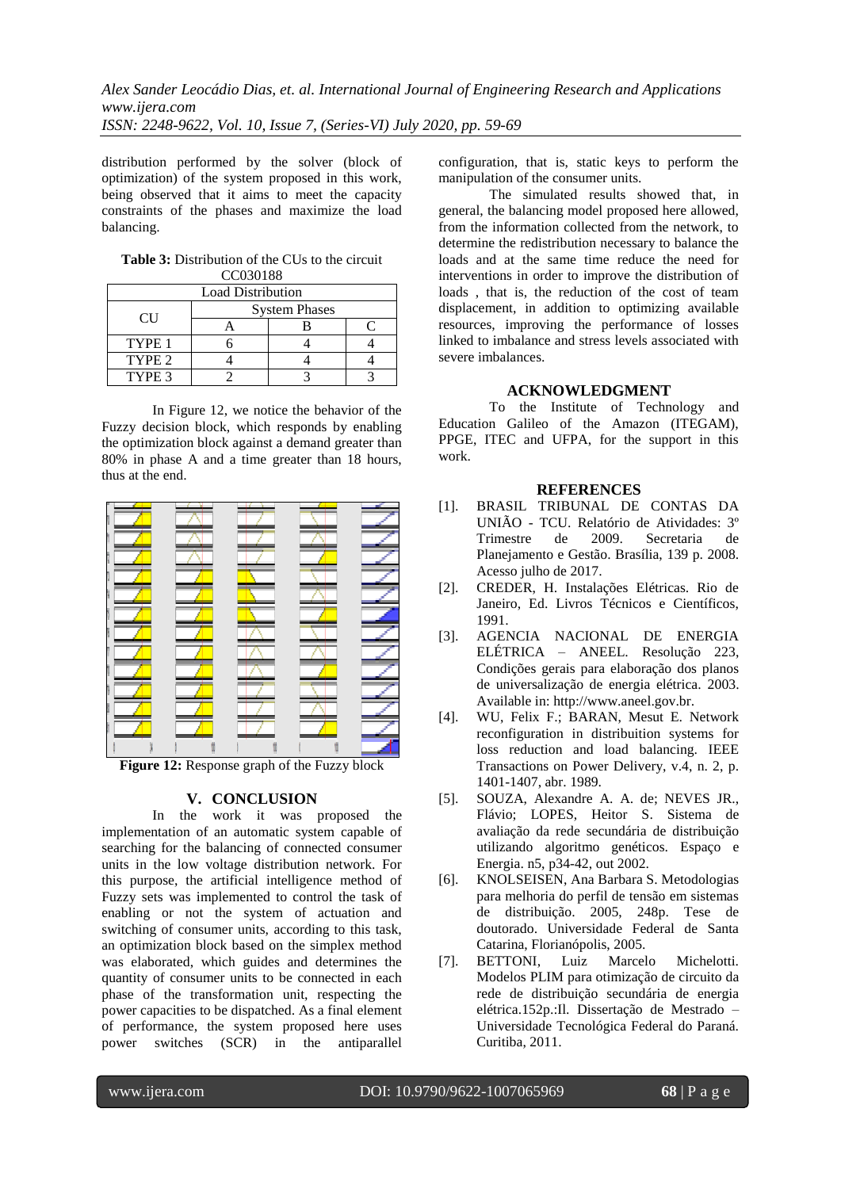distribution performed by the solver (block of optimization) of the system proposed in this work, being observed that it aims to meet the capacity constraints of the phases and maximize the load balancing.

**Table 3:** Distribution of the CUs to the circuit CC030188

| Load Distribution | | | |
|---|---|---|---|
| CU | System Phases | | |
| | A | B | C |
| TYPE 1 | 6 | 4 | 4 |
| TYPE 2 | 4 | 4 | 4 |
| TYPE 3 | 2 | 3 | 3 |

In Figure 12, we notice the behavior of the Fuzzy decision block, which responds by enabling the optimization block against a demand greater than 80% in phase A and a time greater than 18 hours, thus at the end.

**Figure 12:** Response graph of the Fuzzy block

## V. CONCLUSION

In the work it was proposed the implementation of an automatic system capable of searching for the balancing of connected consumer units in the low voltage distribution network. For this purpose, the artificial intelligence method of Fuzzy sets was implemented to control the task of enabling or not the system of actuation and switching of consumer units, according to this task, an optimization block based on the simplex method was elaborated, which guides and determines the quantity of consumer units to be connected in each phase of the transformation unit, respecting the power capacities to be dispatched. As a final element of performance, the system proposed here uses power switches (SCR) in the antiparallel configuration, that is, static keys to perform the manipulation of the consumer units.

The simulated results showed that, in general, the balancing model proposed here allowed, from the information collected from the network, to determine the redistribution necessary to balance the loads and at the same time reduce the need for interventions in order to improve the distribution of loads , that is, the reduction of the cost of team displacement, in addition to optimizing available resources, improving the performance of losses linked to imbalance and stress levels associated with severe imbalances.

## ACKNOWLEDGMENT

To the Institute of Technology and Education Galileo of the Amazon (ITEGAM), PPGE, ITEC and UFPA, for the support in this work.

## REFERENCES

[1]. BRASIL TRIBUNAL DE CONTAS DA UNIÃO - TCU. Relatório de Atividades: 3º Trimestre de 2009. Secretaria de Planejamento e Gestão. Brasília, 139 p. 2008. Acesso julho de 2017.

[2]. CREDER, H. Instalações Elétricas. Rio de Janeiro, Ed. Livros Técnicos e Científicos, 1991.

[3]. AGENCIA NACIONAL DE ENERGIA ELÉTRICA – ANEEL. Resolução 223, Condições gerais para elaboração dos planos de universalização de energia elétrica. 2003. Available in: http://www.aneel.gov.br.

[4]. WU, Felix F.; BARAN, Mesut E. Network reconfiguration in distribuition systems for loss reduction and load balancing. IEEE Transactions on Power Delivery, v.4, n. 2, p. 1401-1407, abr. 1989.

[5]. SOUZA, Alexandre A. A. de; NEVES JR., Flávio; LOPES, Heitor S. Sistema de avaliação da rede secundária de distribuição utilizando algoritmo genéticos. Espaço e Energia. n5, p34-42, out 2002.

[6]. KNOLSEISEN, Ana Barbara S. Metodologias para melhoria do perfil de tensão em sistemas de distribuição. 2005, 248p. Tese de doutorado. Universidade Federal de Santa Catarina, Florianópolis, 2005.

[7]. BETTONI, Luiz Marcelo Michelotti. Modelos PLIM para otimização de circuito da rede de distribuição secundária de energia elétrica.152p.:Il. Dissertação de Mestrado – Universidade Tecnológica Federal do Paraná. Curitiba, 2011.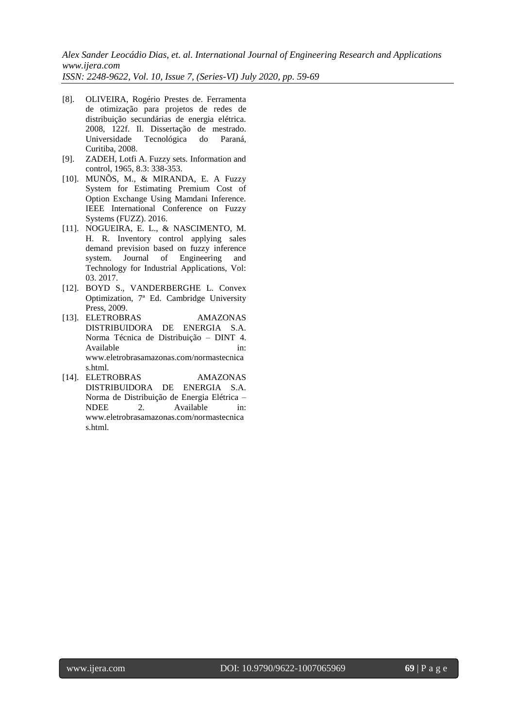[8]. OLIVEIRA, Rogério Prestes de. Ferramenta de otimização para projetos de redes de distribuição secundárias de energia elétrica. 2008, 122f. Il. Dissertação de mestrado. Universidade Tecnológica do Paraná, Curitiba, 2008.

[9]. ZADEH, Lotfi A. Fuzzy sets. Information and control, 1965, 8.3: 338-353.

[10]. MUNÕS, M., & MIRANDA, E. A Fuzzy System for Estimating Premium Cost of Option Exchange Using Mamdani Inference. IEEE International Conference on Fuzzy Systems (FUZZ). 2016.

[11]. NOGUEIRA, E. L., & NASCIMENTO, M. H. R. Inventory control applying sales demand prevision based on fuzzy inference system. Journal of Engineering and Technology for Industrial Applications, Vol: 03. 2017.

[12]. BOYD S., VANDERBERGHE L. Convex Optimization, 7ª Ed. Cambridge University Press, 2009.

[13]. ELETROBRAS AMAZONAS DISTRIBUIDORA DE ENERGIA S.A. Norma Técnica de Distribuição – DINT 4. Available in: www.eletrobrasamazonas.com/normastecnicas.html.

[14]. ELETROBRAS AMAZONAS DISTRIBUIDORA DE ENERGIA S.A. Norma de Distribuição de Energia Elétrica – NDEE 2. Available in: www.eletrobrasamazonas.com/normastecnicas.html.